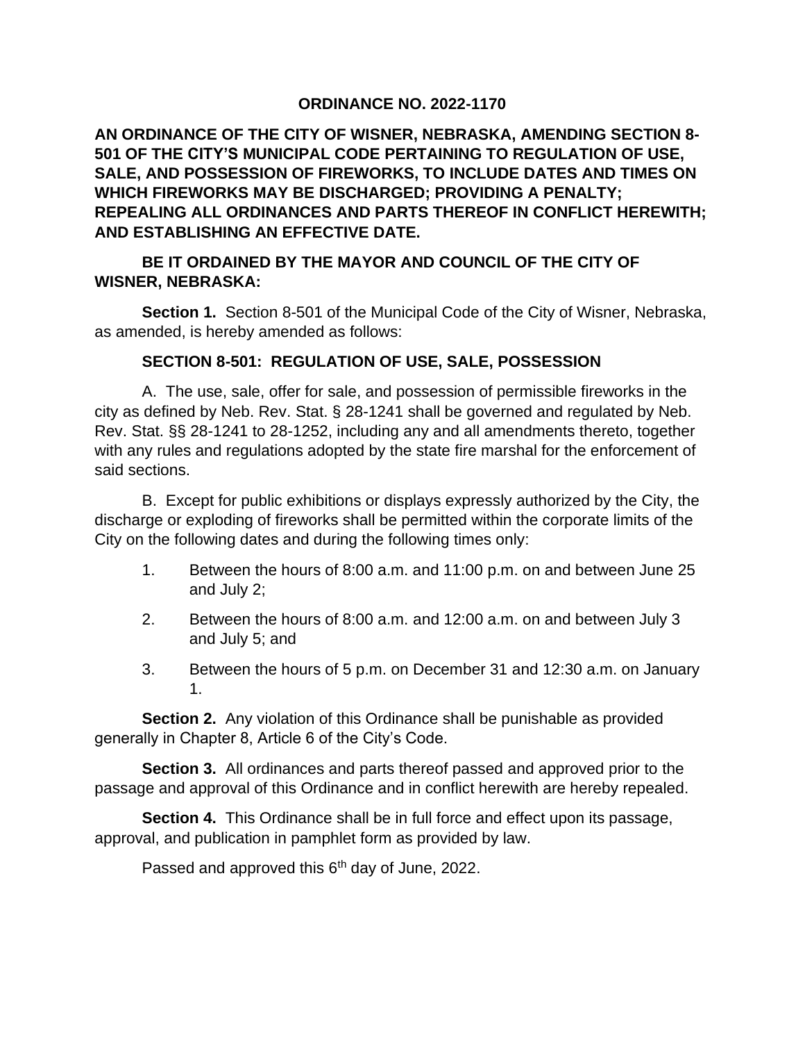# ORDINANCE NO. 2022-1170

**AN ORDINANCE OF THE CITY OF WISNER, NEBRASKA, AMENDING SECTION 8-501 OF THE CITY'S MUNICIPAL CODE PERTAINING TO REGULATION OF USE, SALE, AND POSSESSION OF FIREWORKS, TO INCLUDE DATES AND TIMES ON WHICH FIREWORKS MAY BE DISCHARGED; PROVIDING A PENALTY; REPEALING ALL ORDINANCES AND PARTS THEREOF IN CONFLICT HEREWITH; AND ESTABLISHING AN EFFECTIVE DATE.**

**BE IT ORDAINED BY THE MAYOR AND COUNCIL OF THE CITY OF WISNER, NEBRASKA:**

**Section 1.** Section 8-501 of the Municipal Code of the City of Wisner, Nebraska, as amended, is hereby amended as follows:

**SECTION 8-501: REGULATION OF USE, SALE, POSSESSION**

A. The use, sale, offer for sale, and possession of permissible fireworks in the city as defined by Neb. Rev. Stat. § 28-1241 shall be governed and regulated by Neb. Rev. Stat. §§ 28-1241 to 28-1252, including any and all amendments thereto, together with any rules and regulations adopted by the state fire marshal for the enforcement of said sections.

B. Except for public exhibitions or displays expressly authorized by the City, the discharge or exploding of fireworks shall be permitted within the corporate limits of the City on the following dates and during the following times only:

1. Between the hours of 8:00 a.m. and 11:00 p.m. on and between June 25 and July 2;
2. Between the hours of 8:00 a.m. and 12:00 a.m. on and between July 3 and July 5; and
3. Between the hours of 5 p.m. on December 31 and 12:30 a.m. on January 1.

**Section 2.** Any violation of this Ordinance shall be punishable as provided generally in Chapter 8, Article 6 of the City's Code.

**Section 3.** All ordinances and parts thereof passed and approved prior to the passage and approval of this Ordinance and in conflict herewith are hereby repealed.

**Section 4.** This Ordinance shall be in full force and effect upon its passage, approval, and publication in pamphlet form as provided by law.

Passed and approved this 6th day of June, 2022.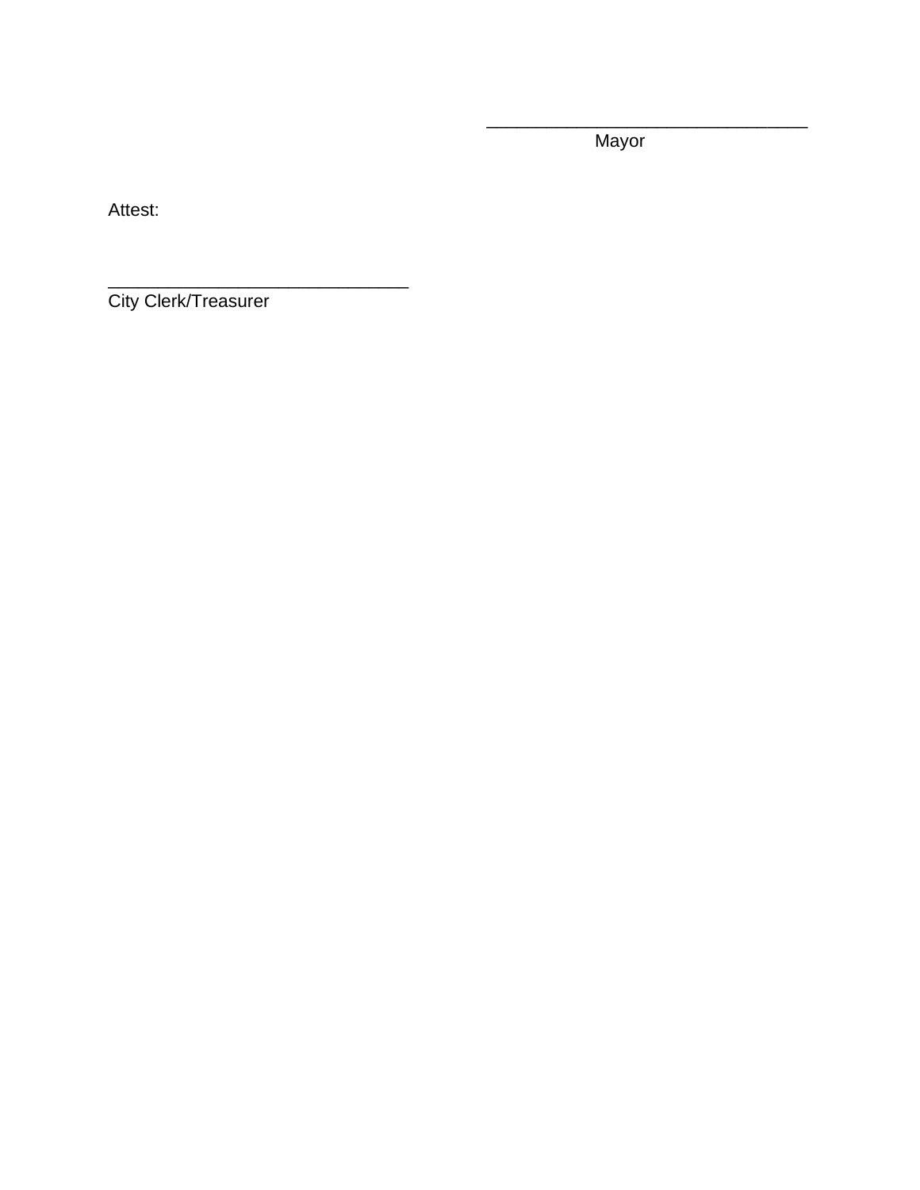\_\_\_\_\_\_\_\_\_\_\_\_\_\_\_\_\_\_\_\_\_\_\_\_\_\_\_\_\_\_\_\_\_

Mayor

Attest:

\_\_\_\_\_\_\_\_\_\_\_\_\_\_\_\_\_\_\_\_\_\_\_\_\_\_\_\_\_\_\_

City Clerk/Treasurer